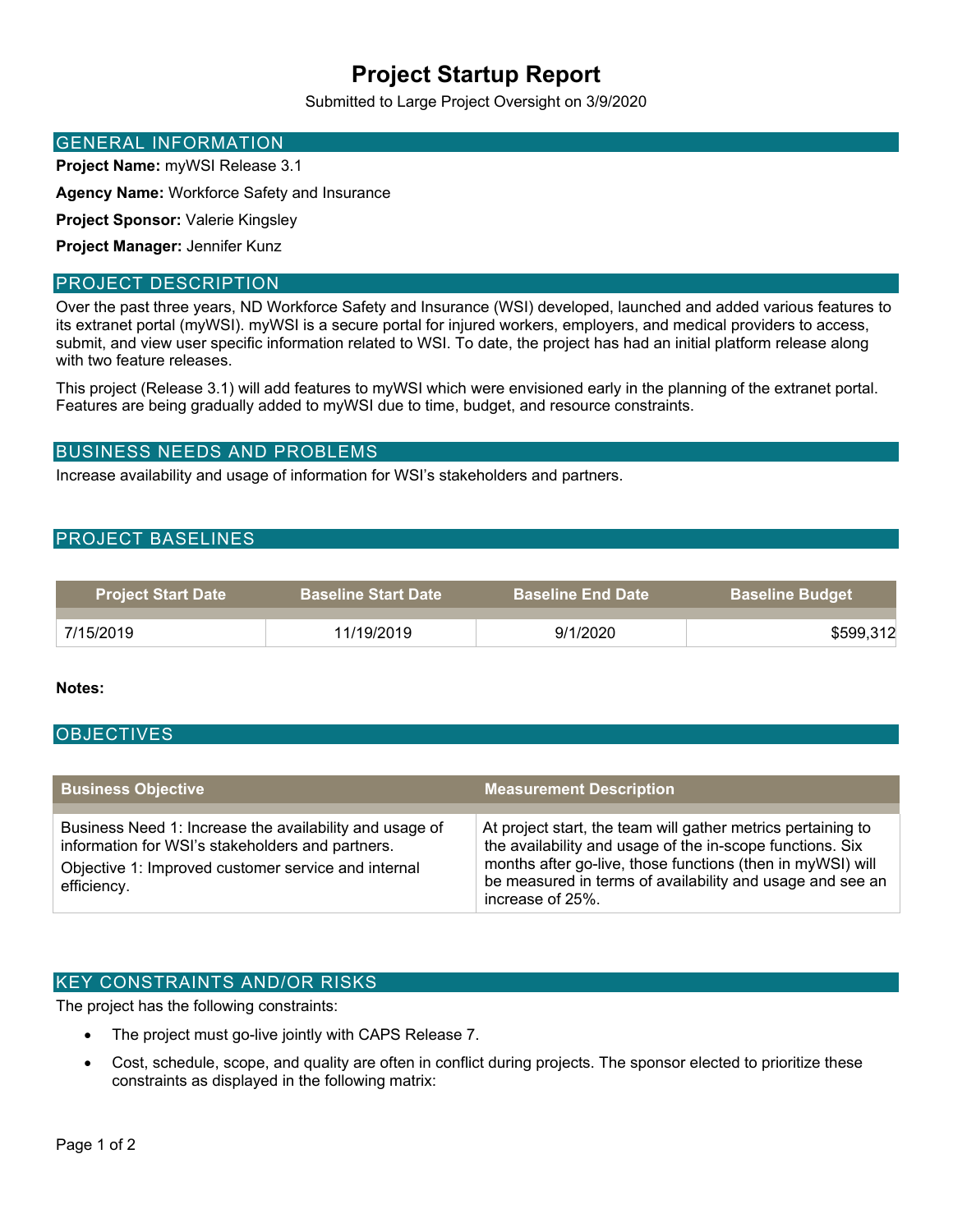# Project Startup Report

Submitted to Large Project Oversight on 3/9/2020

## GENERAL INFORMATION

**Project Name:** myWSI Release 3.1

**Agency Name:** Workforce Safety and Insurance

**Project Sponsor:** Valerie Kingsley

**Project Manager:** Jennifer Kunz

## PROJECT DESCRIPTION

Over the past three years, ND Workforce Safety and Insurance (WSI) developed, launched and added various features to its extranet portal (myWSI). myWSI is a secure portal for injured workers, employers, and medical providers to access, submit, and view user specific information related to WSI. To date, the project has had an initial platform release along with two feature releases.

This project (Release 3.1) will add features to myWSI which were envisioned early in the planning of the extranet portal. Features are being gradually added to myWSI due to time, budget, and resource constraints.

## BUSINESS NEEDS AND PROBLEMS

Increase availability and usage of information for WSI's stakeholders and partners.

## PROJECT BASELINES

| Project Start Date | Baseline Start Date | Baseline End Date | Baseline Budget |
|---|---|---|---|
| 7/15/2019 | 11/19/2019 | 9/1/2020 | $599,312 |

**Notes:**

## OBJECTIVES

| Business Objective | Measurement Description |
|---|---|
| Business Need 1: Increase the availability and usage of information for WSI's stakeholders and partners.<br>Objective 1: Improved customer service and internal efficiency. | At project start, the team will gather metrics pertaining to the availability and usage of the in-scope functions. Six months after go-live, those functions (then in myWSI) will be measured in terms of availability and usage and see an increase of 25%. |

## KEY CONSTRAINTS AND/OR RISKS

The project has the following constraints:

- The project must go-live jointly with CAPS Release 7.
- Cost, schedule, scope, and quality are often in conflict during projects. The sponsor elected to prioritize these constraints as displayed in the following matrix: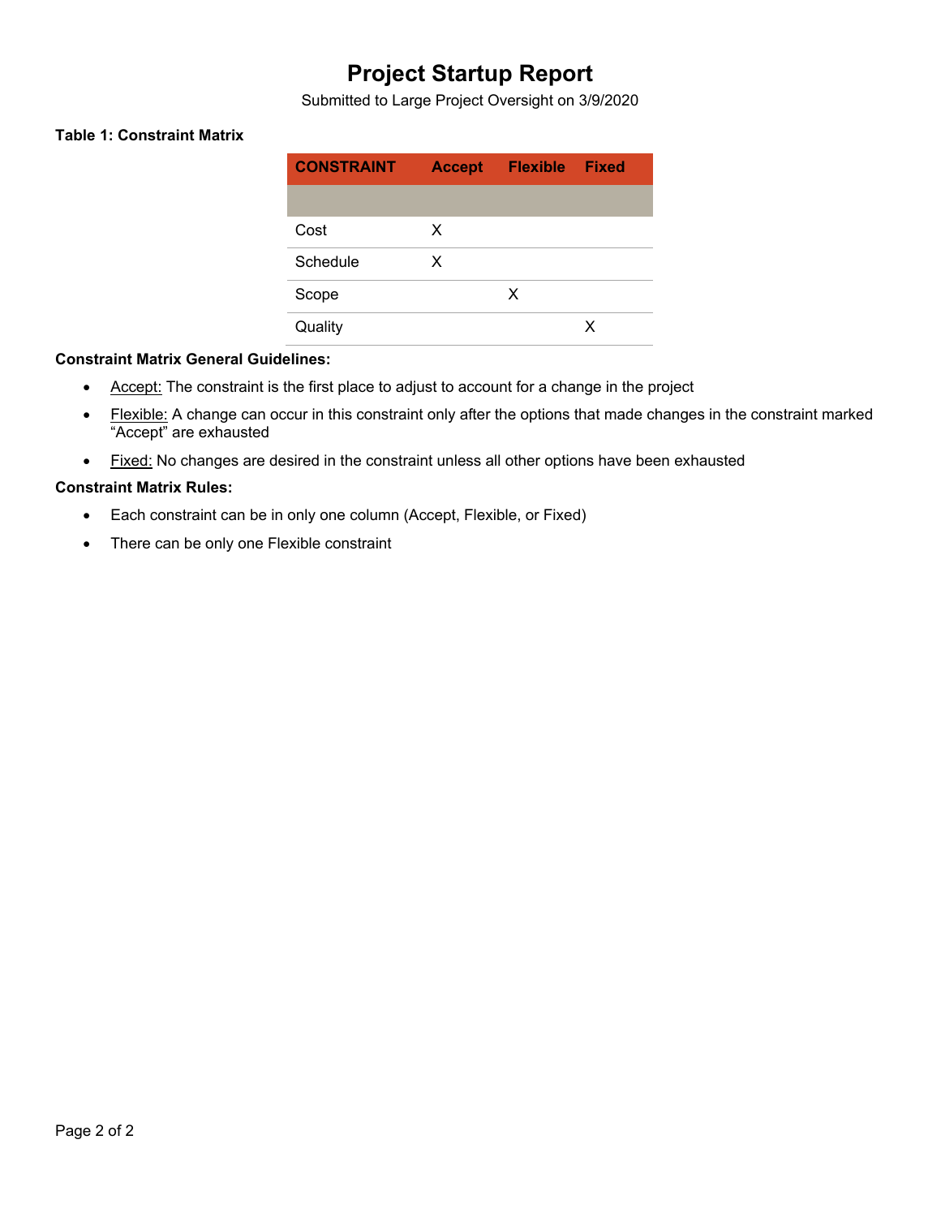# Project Startup Report

Submitted to Large Project Oversight on 3/9/2020

**Table 1: Constraint Matrix**

| CONSTRAINT | Accept | Flexible | Fixed |
|---|---|---|---|
| | | | |
| Cost | X | | |
| Schedule | X | | |
| Scope | | X | |
| Quality | | | X |

**Constraint Matrix General Guidelines:**

- Accept: The constraint is the first place to adjust to account for a change in the project
- Flexible: A change can occur in this constraint only after the options that made changes in the constraint marked "Accept" are exhausted
- Fixed: No changes are desired in the constraint unless all other options have been exhausted

**Constraint Matrix Rules:**

- Each constraint can be in only one column (Accept, Flexible, or Fixed)
- There can be only one Flexible constraint